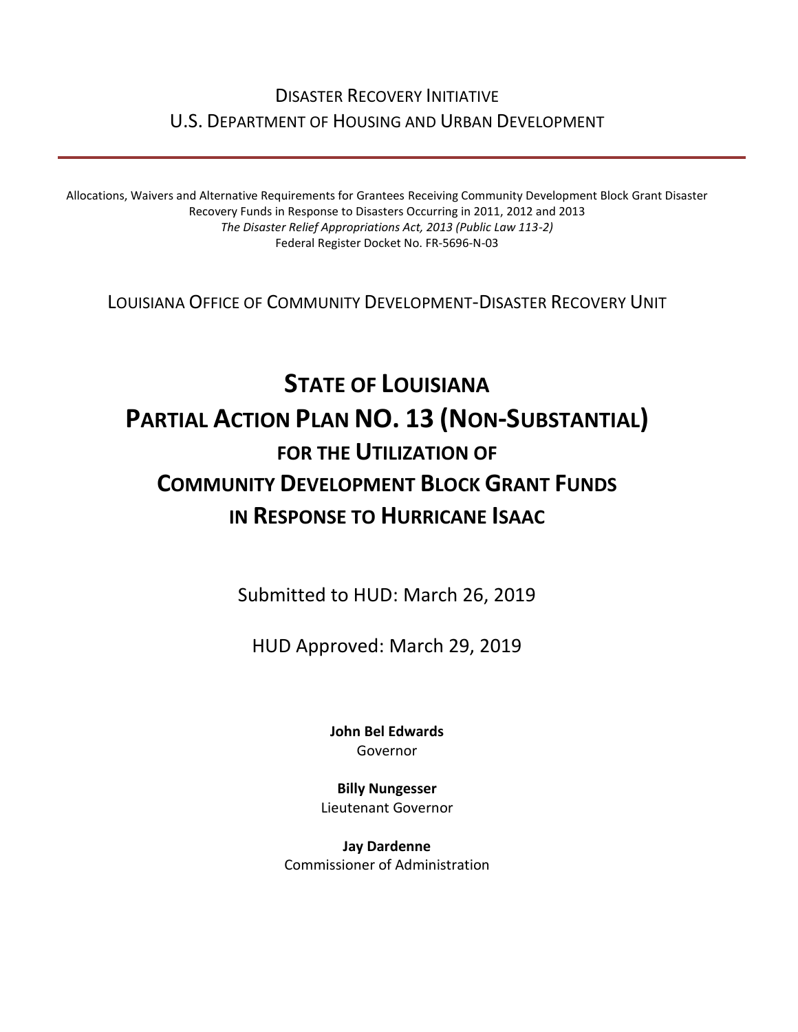Disaster Recovery Initiative
U.S. Department of Housing and Urban Development

---

Allocations, Waivers and Alternative Requirements for Grantees Receiving Community Development Block Grant Disaster Recovery Funds in Response to Disasters Occurring in 2011, 2012 and 2013
*The Disaster Relief Appropriations Act, 2013 (Public Law 113-2)*
Federal Register Docket No. FR-5696-N-03

Louisiana Office of Community Development-Disaster Recovery Unit

# State of Louisiana
# Partial Action Plan No. 13 (Non-Substantial)
## for the Utilization of
## Community Development Block Grant Funds
## in Response to Hurricane Isaac

Submitted to HUD: March 26, 2019

HUD Approved: March 29, 2019

**John Bel Edwards**
Governor

**Billy Nungesser**
Lieutenant Governor

**Jay Dardenne**
Commissioner of Administration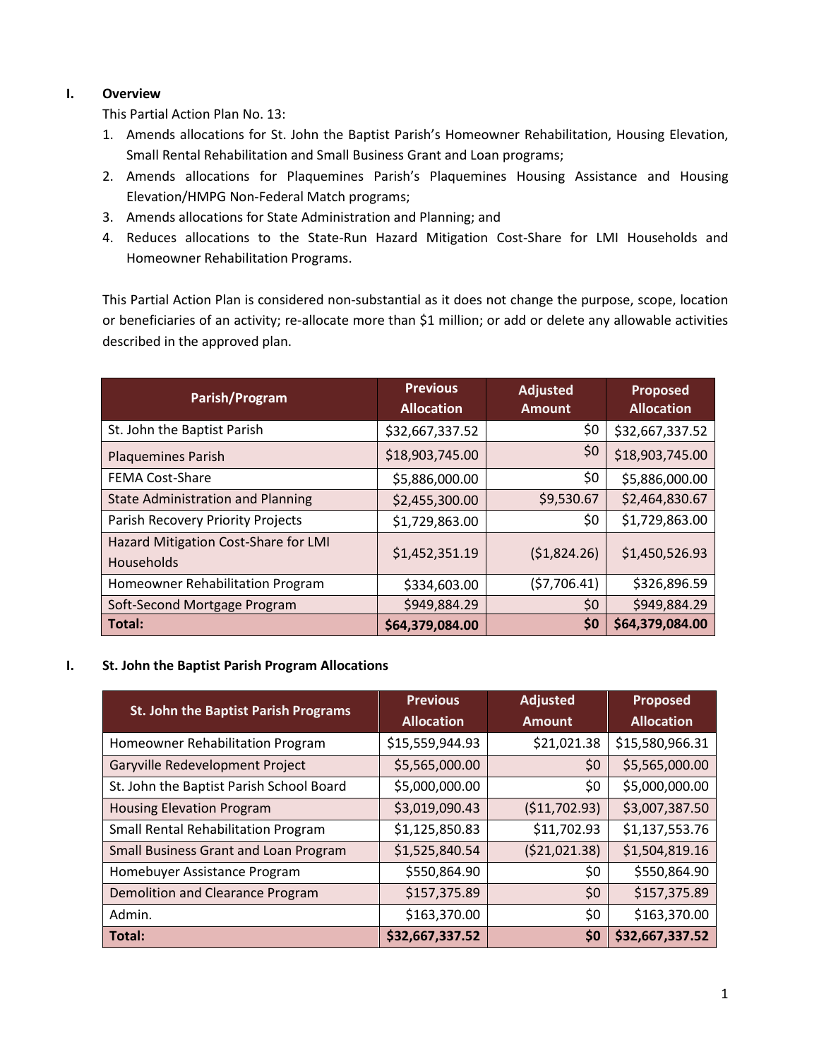## I. Overview

This Partial Action Plan No. 13:

1. Amends allocations for St. John the Baptist Parish's Homeowner Rehabilitation, Housing Elevation, Small Rental Rehabilitation and Small Business Grant and Loan programs;
2. Amends allocations for Plaquemines Parish's Plaquemines Housing Assistance and Housing Elevation/HMPG Non-Federal Match programs;
3. Amends allocations for State Administration and Planning; and
4. Reduces allocations to the State-Run Hazard Mitigation Cost-Share for LMI Households and Homeowner Rehabilitation Programs.

This Partial Action Plan is considered non-substantial as it does not change the purpose, scope, location or beneficiaries of an activity; re-allocate more than $1 million; or add or delete any allowable activities described in the approved plan.

| Parish/Program | Previous Allocation | Adjusted Amount | Proposed Allocation |
|---|---|---|---|
| St. John the Baptist Parish | $32,667,337.52 | $0 | $32,667,337.52 |
| Plaquemines Parish | $18,903,745.00 | $0 | $18,903,745.00 |
| FEMA Cost-Share | $5,886,000.00 | $0 | $5,886,000.00 |
| State Administration and Planning | $2,455,300.00 | $9,530.67 | $2,464,830.67 |
| Parish Recovery Priority Projects | $1,729,863.00 | $0 | $1,729,863.00 |
| Hazard Mitigation Cost-Share for LMI Households | $1,452,351.19 | ($1,824.26) | $1,450,526.93 |
| Homeowner Rehabilitation Program | $334,603.00 | ($7,706.41) | $326,896.59 |
| Soft-Second Mortgage Program | $949,884.29 | $0 | $949,884.29 |
| **Total:** | **$64,379,084.00** | **$0** | **$64,379,084.00** |

## I. St. John the Baptist Parish Program Allocations

| St. John the Baptist Parish Programs | Previous Allocation | Adjusted Amount | Proposed Allocation |
|---|---|---|---|
| Homeowner Rehabilitation Program | $15,559,944.93 | $21,021.38 | $15,580,966.31 |
| Garyville Redevelopment Project | $5,565,000.00 | $0 | $5,565,000.00 |
| St. John the Baptist Parish School Board | $5,000,000.00 | $0 | $5,000,000.00 |
| Housing Elevation Program | $3,019,090.43 | ($11,702.93) | $3,007,387.50 |
| Small Rental Rehabilitation Program | $1,125,850.83 | $11,702.93 | $1,137,553.76 |
| Small Business Grant and Loan Program | $1,525,840.54 | ($21,021.38) | $1,504,819.16 |
| Homebuyer Assistance Program | $550,864.90 | $0 | $550,864.90 |
| Demolition and Clearance Program | $157,375.89 | $0 | $157,375.89 |
| Admin. | $163,370.00 | $0 | $163,370.00 |
| **Total:** | **$32,667,337.52** | **$0** | **$32,667,337.52** |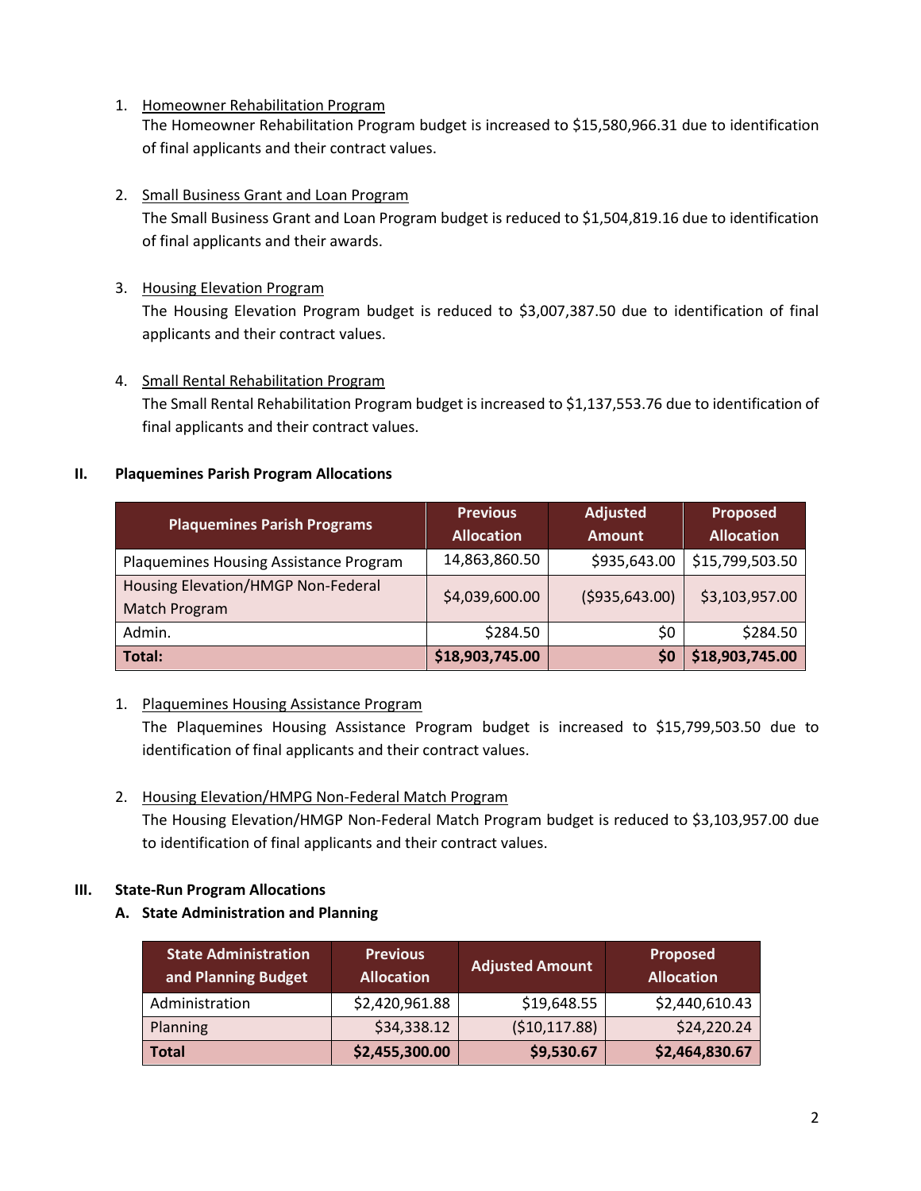1. Homeowner Rehabilitation Program
   The Homeowner Rehabilitation Program budget is increased to $15,580,966.31 due to identification of final applicants and their contract values.

2. Small Business Grant and Loan Program
   The Small Business Grant and Loan Program budget is reduced to $1,504,819.16 due to identification of final applicants and their awards.

3. Housing Elevation Program
   The Housing Elevation Program budget is reduced to $3,007,387.50 due to identification of final applicants and their contract values.

4. Small Rental Rehabilitation Program
   The Small Rental Rehabilitation Program budget is increased to $1,137,553.76 due to identification of final applicants and their contract values.

## II. Plaquemines Parish Program Allocations

| Plaquemines Parish Programs | Previous Allocation | Adjusted Amount | Proposed Allocation |
|---|---|---|---|
| Plaquemines Housing Assistance Program | 14,863,860.50 | $935,643.00 | $15,799,503.50 |
| Housing Elevation/HMGP Non-Federal Match Program | $4,039,600.00 | ($935,643.00) | $3,103,957.00 |
| Admin. | $284.50 | $0 | $284.50 |
| **Total:** | **$18,903,745.00** | **$0** | **$18,903,745.00** |

1. Plaquemines Housing Assistance Program
   The Plaquemines Housing Assistance Program budget is increased to $15,799,503.50 due to identification of final applicants and their contract values.

2. Housing Elevation/HMPG Non-Federal Match Program
   The Housing Elevation/HMGP Non-Federal Match Program budget is reduced to $3,103,957.00 due to identification of final applicants and their contract values.

## III. State-Run Program Allocations

### A. State Administration and Planning

| State Administration and Planning Budget | Previous Allocation | Adjusted Amount | Proposed Allocation |
|---|---|---|---|
| Administration | $2,420,961.88 | $19,648.55 | $2,440,610.43 |
| Planning | $34,338.12 | ($10,117.88) | $24,220.24 |
| **Total** | **$2,455,300.00** | **$9,530.67** | **$2,464,830.67** |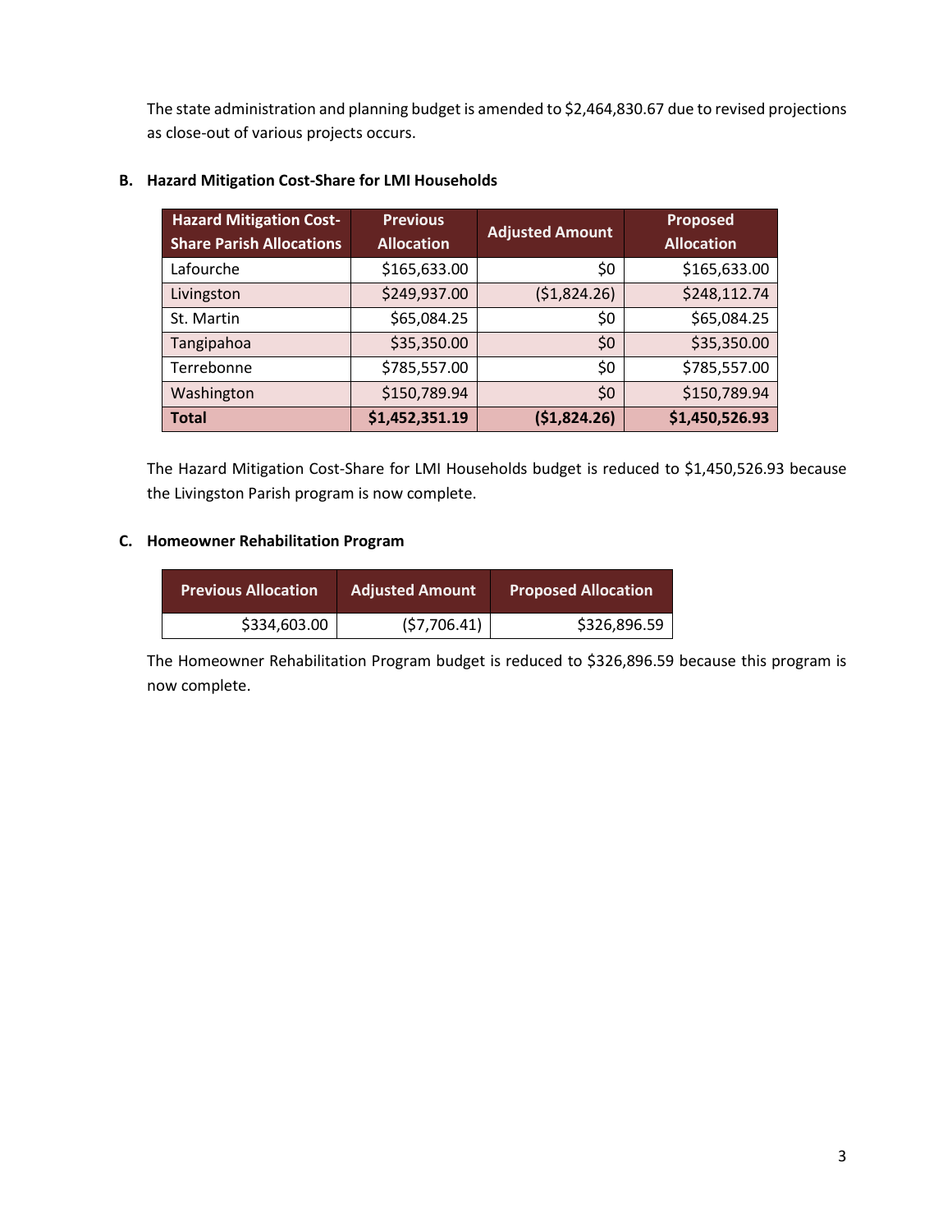The state administration and planning budget is amended to $2,464,830.67 due to revised projections as close-out of various projects occurs.

**B. Hazard Mitigation Cost-Share for LMI Households**

| Hazard Mitigation Cost-Share Parish Allocations | Previous Allocation | Adjusted Amount | Proposed Allocation |
|---|---|---|---|
| Lafourche | $165,633.00 | $0 | $165,633.00 |
| Livingston | $249,937.00 | ($1,824.26) | $248,112.74 |
| St. Martin | $65,084.25 | $0 | $65,084.25 |
| Tangipahoa | $35,350.00 | $0 | $35,350.00 |
| Terrebonne | $785,557.00 | $0 | $785,557.00 |
| Washington | $150,789.94 | $0 | $150,789.94 |
| **Total** | **$1,452,351.19** | **($1,824.26)** | **$1,450,526.93** |

The Hazard Mitigation Cost-Share for LMI Households budget is reduced to $1,450,526.93 because the Livingston Parish program is now complete.

**C. Homeowner Rehabilitation Program**

| Previous Allocation | Adjusted Amount | Proposed Allocation |
|---|---|---|
| $334,603.00 | ($7,706.41) | $326,896.59 |

The Homeowner Rehabilitation Program budget is reduced to $326,896.59 because this program is now complete.